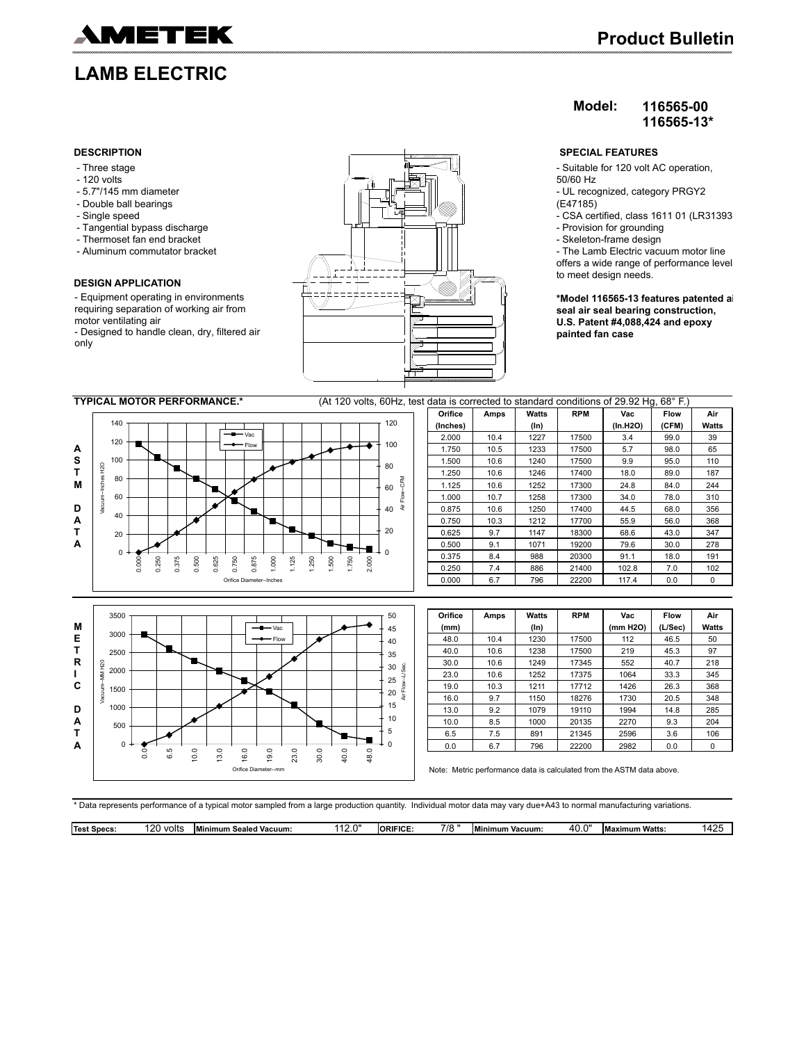# AMETEK

## Product Bulletin

# LAMB ELECTRIC

**Model: 116565-00**
**116565-13***

### DESCRIPTION

- Three stage
- 120 volts
- 5.7"/145 mm diameter
- Double ball bearings
- Single speed
- Tangential bypass discharge
- Thermoset fan end bracket
- Aluminum commutator bracket

### DESIGN APPLICATION

- Equipment operating in environments requiring separation of working air from motor ventilating air
- Designed to handle clean, dry, filtered air only

### SPECIAL FEATURES

- Suitable for 120 volt AC operation, 50/60 Hz
- UL recognized, category PRGY2 (E47185)
- CSA certified, class 1611 01 (LR31393
- Provision for grounding
- Skeleton-frame design
- The Lamb Electric vacuum motor line offers a wide range of performance level to meet design needs.

**\*Model 116565-13 features patented ai seal air seal bearing construction, U.S. Patent #4,088,424 and epoxy painted fan case**

### TYPICAL MOTOR PERFORMANCE.*

(At 120 volts, 60Hz, test data is corrected to standard conditions of 29.92 Hg, 68° F.)

**ASTM DATA**

| Orifice (Inches) | Amps | Watts (In) | RPM | Vac (In.H2O) | Flow (CFM) | Air Watts |
|---|---|---|---|---|---|---|
| 2.000 | 10.4 | 1227 | 17500 | 3.4 | 99.0 | 39 |
| 1.750 | 10.5 | 1233 | 17500 | 5.7 | 98.0 | 65 |
| 1.500 | 10.6 | 1240 | 17500 | 9.9 | 95.0 | 110 |
| 1.250 | 10.6 | 1246 | 17400 | 18.0 | 89.0 | 187 |
| 1.125 | 10.6 | 1252 | 17300 | 24.8 | 84.0 | 244 |
| 1.000 | 10.7 | 1258 | 17300 | 34.0 | 78.0 | 310 |
| 0.875 | 10.6 | 1250 | 17400 | 44.5 | 68.0 | 356 |
| 0.750 | 10.3 | 1212 | 17700 | 55.9 | 56.0 | 368 |
| 0.625 | 9.7 | 1147 | 18300 | 68.6 | 43.0 | 347 |
| 0.500 | 9.1 | 1071 | 19200 | 79.6 | 30.0 | 278 |
| 0.375 | 8.4 | 988 | 20300 | 91.1 | 18.0 | 191 |
| 0.250 | 7.4 | 886 | 21400 | 102.8 | 7.0 | 102 |
| 0.000 | 6.7 | 796 | 22200 | 117.4 | 0.0 | 0 |

**METRIC DATA**

| Orifice (mm) | Amps | Watts (In) | RPM | Vac (mm H2O) | Flow (L/Sec) | Air Watts |
|---|---|---|---|---|---|---|
| 48.0 | 10.4 | 1230 | 17500 | 112 | 46.5 | 50 |
| 40.0 | 10.6 | 1238 | 17500 | 219 | 45.3 | 97 |
| 30.0 | 10.6 | 1249 | 17345 | 552 | 40.7 | 218 |
| 23.0 | 10.6 | 1252 | 17375 | 1064 | 33.3 | 345 |
| 19.0 | 10.3 | 1211 | 17712 | 1426 | 26.3 | 368 |
| 16.0 | 9.7 | 1150 | 18276 | 1730 | 20.5 | 348 |
| 13.0 | 9.2 | 1079 | 19110 | 1994 | 14.8 | 285 |
| 10.0 | 8.5 | 1000 | 20135 | 2270 | 9.3 | 204 |
| 6.5 | 7.5 | 891 | 21345 | 2596 | 3.6 | 106 |
| 0.0 | 6.7 | 796 | 22200 | 2982 | 0.0 | 0 |

Note: Metric performance data is calculated from the ASTM data above.

\* Data represents performance of a typical motor sampled from a large production quantity. Individual motor data may vary due+A43 to normal manufacturing variations.

| Test Specs: | 120 volts | Minimum Sealed Vacuum: | 112.0" | ORIFICE: | 7/8 " | Minimum Vacuum: | 40.0" | Maximum Watts: | 1425 |
|---|---|---|---|---|---|---|---|---|---|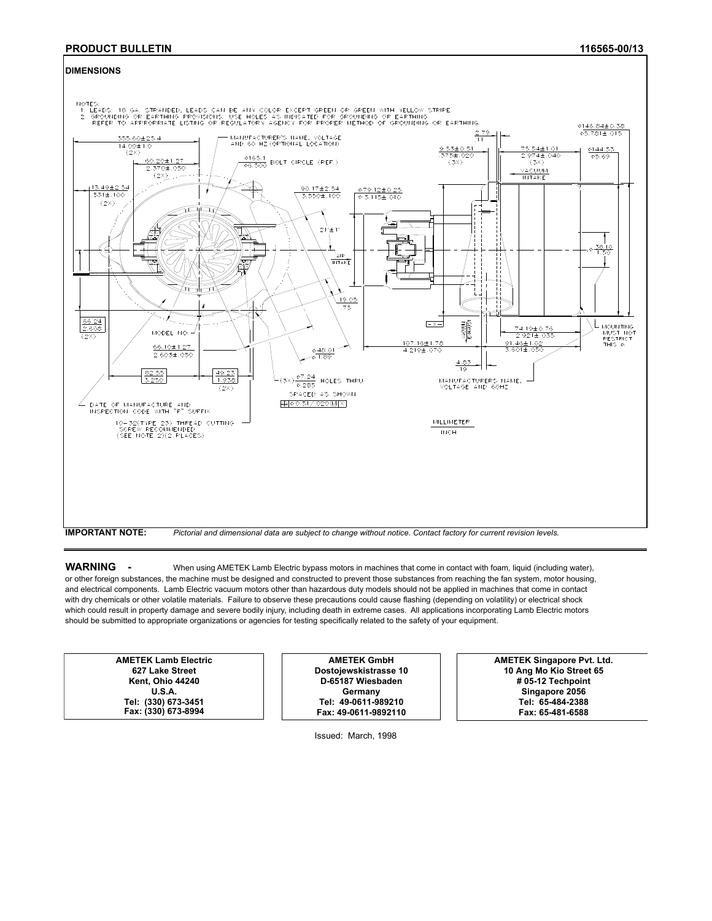## DIMENSIONS

NOTES:
1. LEADS: 18 GA. STRANDED. LEADS CAN BE ANY COLOR EXCEPT GREEN OR GREEN WITH YELLOW STRIPE.
2. GROUNDING OR EARTHING PROVISIONS: USE HOLES AS INDICATED FOR GROUNDING OR EARTHING. REFER TO APPROPRIATE LISTING OR REGULATORY AGENCY FOR PROPER METHOD OF GROUNDING OR EARTHING.

355.60±25.4
14.00±1.0
(2X)

60.20±1.27
2.370±.050
(2X)

MANUFACTURER'S NAME, VOLTAGE AND 60 HZ (OPTIONAL LOCATION)

ø165.1
ø6.500 BOLT CIRCLE (REF.)

13.49±2.54
.531±.100
(2X)

90.17±2.54
3.550±.100

ø79.12±0.25
ø3.115±.010

21°±1°

AIR INTAKE

19.05
.75

66.24
2.608
(2X)

MODEL NO.

66.10±1.27
2.603±.050

ø48.01
ø1.89

82.55
3.250

49.23
1.938
(2X)

(3X) ø7.24 / ø.285 HOLES THRU SPACED AS SHOWN

ø0.51/.020 M X

DATE OF MANUFACTURE AND INSPECTION CODE WITH "F" SUFFIX

10-32(TYPE 23) THREAD CUTTING SCREW RECOMMENDED (SEE NOTE 2)(2 PLACES)

2.79
.11

9.53±0.51
.375±.020
(3X)

75.54±1.01
2.974±.040
(3X)

ø144.53
ø5.69

ø146.84±0.38
ø5.781±.015

VACUUM INTAKE

38.10
1.50

-X-

VACUUM EXHAUST

74.19±0.76
2.921±.035

MOUNTING MUST NOT RESTRICT THIS ø

107.16±1.78
4.219±.070

91.46±1.02
3.601±.050

4.83
.19

MANUFACTURER'S NAME, VOLTAGE AND 60HZ

MILLIMETER
INCH

**IMPORTANT NOTE:** *Pictorial and dimensional data are subject to change without notice. Contact factory for current revision levels.*

**WARNING -** When using AMETEK Lamb Electric bypass motors in machines that come in contact with foam, liquid (including water), or other foreign substances, the machine must be designed and constructed to prevent those substances from reaching the fan system, motor housing, and electrical components. Lamb Electric vacuum motors other than hazardous duty models should not be applied in machines that come in contact with dry chemicals or other volatile materials. Failure to observe these precautions could cause flashing (depending on volatility) or electrical shock which could result in property damage and severe bodily injury, including death in extreme cases. All applications incorporating Lamb Electric motors should be submitted to appropriate organizations or agencies for testing specifically related to the safety of your equipment.

**AMETEK Lamb Electric**
**627 Lake Street**
**Kent, Ohio 44240**
**U.S.A.**
**Tel: (330) 673-3451**
**Fax: (330) 673-8994**

**AMETEK GmbH**
**Dostojewskistrasse 10**
**D-65187 Wiesbaden**
**Germany**
**Tel: 49-0611-989210**
**Fax: 49-0611-9892110**

**AMETEK Singapore Pvt. Ltd.**
**10 Ang Mo Kio Street 65**
**# 05-12 Techpoint**
**Singapore 2056**
**Tel: 65-484-2388**
**Fax: 65-481-6588**

Issued: March, 1998